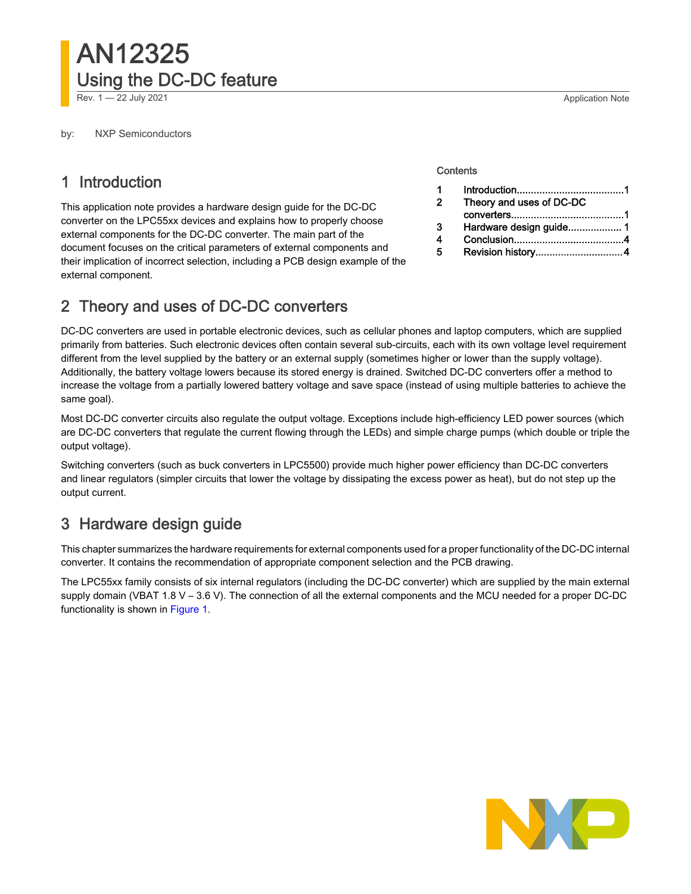# AN12325

## Using the DC-DC feature

Rev. 1 — 22 July 2021

Application Note

by: NXP Semiconductors

Contents

| | |
|---|---|
| 1 | Introduction......................................1 |
| 2 | Theory and uses of DC-DC converters........................................1 |
| 3 | Hardware design guide................... 1 |
| 4 | Conclusion.......................................4 |
| 5 | Revision history...............................4 |

## 1 Introduction

This application note provides a hardware design guide for the DC-DC converter on the LPC55xx devices and explains how to properly choose external components for the DC-DC converter. The main part of the document focuses on the critical parameters of external components and their implication of incorrect selection, including a PCB design example of the external component.

## 2 Theory and uses of DC-DC converters

DC-DC converters are used in portable electronic devices, such as cellular phones and laptop computers, which are supplied primarily from batteries. Such electronic devices often contain several sub-circuits, each with its own voltage level requirement different from the level supplied by the battery or an external supply (sometimes higher or lower than the supply voltage). Additionally, the battery voltage lowers because its stored energy is drained. Switched DC-DC converters offer a method to increase the voltage from a partially lowered battery voltage and save space (instead of using multiple batteries to achieve the same goal).

Most DC-DC converter circuits also regulate the output voltage. Exceptions include high-efficiency LED power sources (which are DC-DC converters that regulate the current flowing through the LEDs) and simple charge pumps (which double or triple the output voltage).

Switching converters (such as buck converters in LPC5500) provide much higher power efficiency than DC-DC converters and linear regulators (simpler circuits that lower the voltage by dissipating the excess power as heat), but do not step up the output current.

## 3 Hardware design guide

This chapter summarizes the hardware requirements for external components used for a proper functionality of the DC-DC internal converter. It contains the recommendation of appropriate component selection and the PCB drawing.

The LPC55xx family consists of six internal regulators (including the DC-DC converter) which are supplied by the main external supply domain (VBAT 1.8 V – 3.6 V). The connection of all the external components and the MCU needed for a proper DC-DC functionality is shown in Figure 1.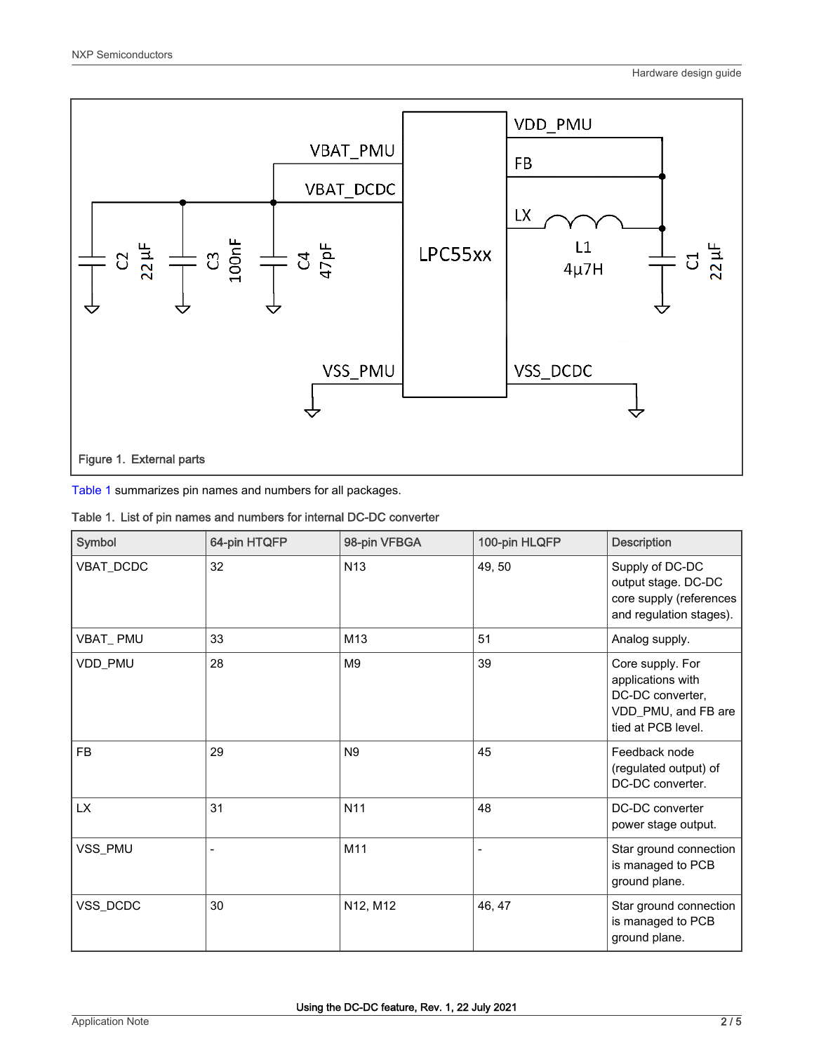Figure 1. External parts

Table 1 summarizes pin names and numbers for all packages.

Table 1. List of pin names and numbers for internal DC-DC converter

| Symbol | 64-pin HTQFP | 98-pin VFBGA | 100-pin HLQFP | Description |
|---|---|---|---|---|
| VBAT_DCDC | 32 | N13 | 49, 50 | Supply of DC-DC output stage. DC-DC core supply (references and regulation stages). |
| VBAT_ PMU | 33 | M13 | 51 | Analog supply. |
| VDD_PMU | 28 | M9 | 39 | Core supply. For applications with DC-DC converter, VDD_PMU, and FB are tied at PCB level. |
| FB | 29 | N9 | 45 | Feedback node (regulated output) of DC-DC converter. |
| LX | 31 | N11 | 48 | DC-DC converter power stage output. |
| VSS_PMU | - | M11 | - | Star ground connection is managed to PCB ground plane. |
| VSS_DCDC | 30 | N12, M12 | 46, 47 | Star ground connection is managed to PCB ground plane. |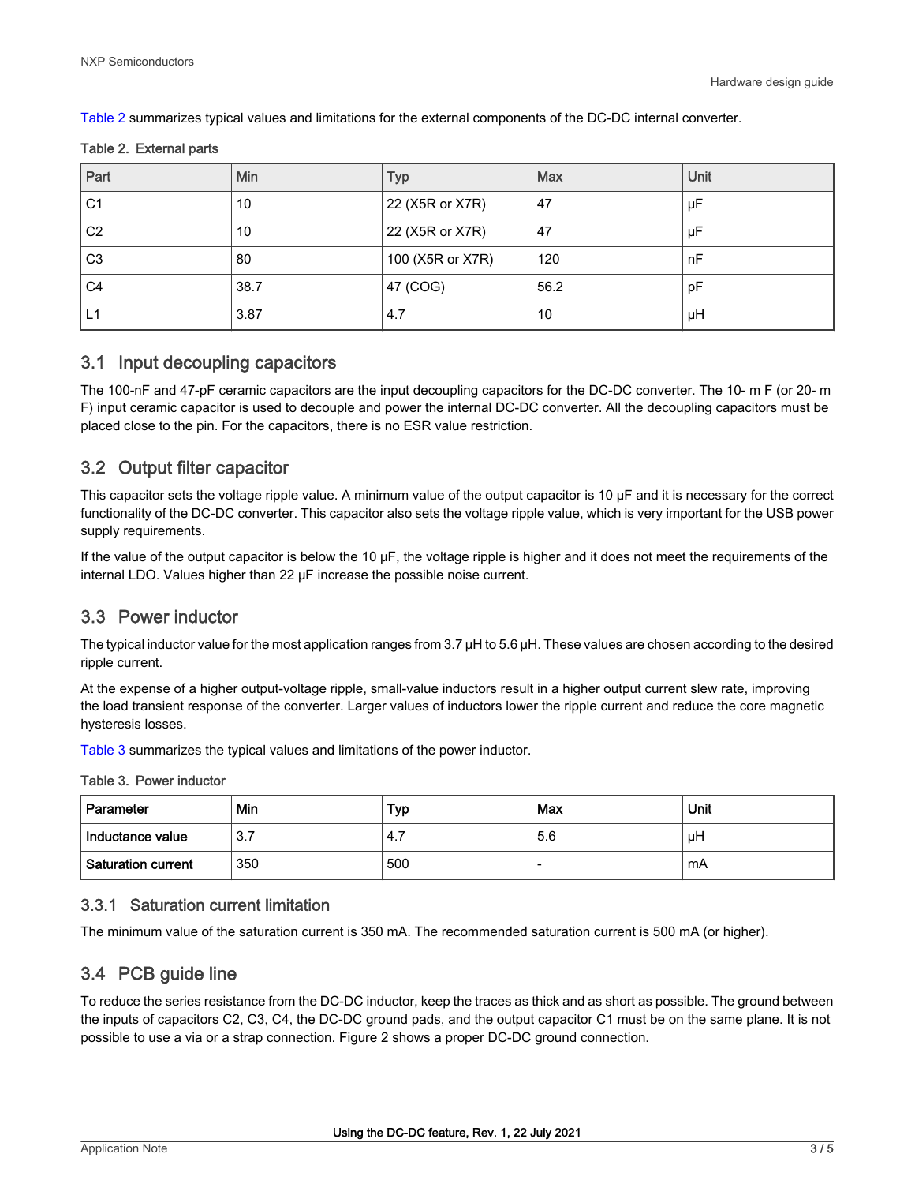Table 2 summarizes typical values and limitations for the external components of the DC-DC internal converter.

Table 2. External parts

| Part | Min | Typ | Max | Unit |
| --- | --- | --- | --- | --- |
| C1 | 10 | 22 (X5R or X7R) | 47 | µF |
| C2 | 10 | 22 (X5R or X7R) | 47 | µF |
| C3 | 80 | 100 (X5R or X7R) | 120 | nF |
| C4 | 38.7 | 47 (COG) | 56.2 | pF |
| L1 | 3.87 | 4.7 | 10 | µH |

## 3.1 Input decoupling capacitors

The 100-nF and 47-pF ceramic capacitors are the input decoupling capacitors for the DC-DC converter. The 10- m F (or 20- m F) input ceramic capacitor is used to decouple and power the internal DC-DC converter. All the decoupling capacitors must be placed close to the pin. For the capacitors, there is no ESR value restriction.

## 3.2 Output filter capacitor

This capacitor sets the voltage ripple value. A minimum value of the output capacitor is 10 µF and it is necessary for the correct functionality of the DC-DC converter. This capacitor also sets the voltage ripple value, which is very important for the USB power supply requirements.

If the value of the output capacitor is below the 10 µF, the voltage ripple is higher and it does not meet the requirements of the internal LDO. Values higher than 22 µF increase the possible noise current.

## 3.3 Power inductor

The typical inductor value for the most application ranges from 3.7 µH to 5.6 µH. These values are chosen according to the desired ripple current.

At the expense of a higher output-voltage ripple, small-value inductors result in a higher output current slew rate, improving the load transient response of the converter. Larger values of inductors lower the ripple current and reduce the core magnetic hysteresis losses.

Table 3 summarizes the typical values and limitations of the power inductor.

Table 3. Power inductor

| Parameter | Min | Typ | Max | Unit |
| --- | --- | --- | --- | --- |
| **Inductance value** | 3.7 | 4.7 | 5.6 | µH |
| **Saturation current** | 350 | 500 | - | mA |

### 3.3.1 Saturation current limitation

The minimum value of the saturation current is 350 mA. The recommended saturation current is 500 mA (or higher).

## 3.4 PCB guide line

To reduce the series resistance from the DC-DC inductor, keep the traces as thick and as short as possible. The ground between the inputs of capacitors C2, C3, C4, the DC-DC ground pads, and the output capacitor C1 must be on the same plane. It is not possible to use a via or a strap connection. Figure 2 shows a proper DC-DC ground connection.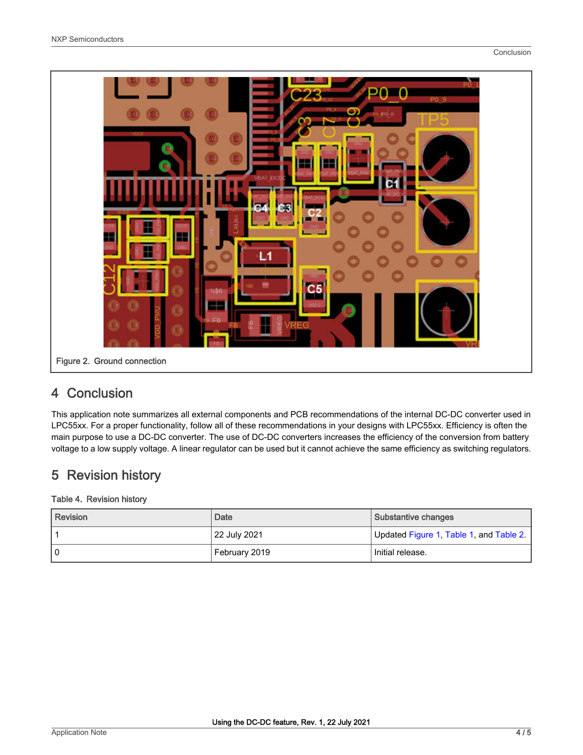Figure 2. Ground connection

## 4 Conclusion

This application note summarizes all external components and PCB recommendations of the internal DC-DC converter used in LPC55xx. For a proper functionality, follow all of these recommendations in your designs with LPC55xx. Efficiency is often the main purpose to use a DC-DC converter. The use of DC-DC converters increases the efficiency of the conversion from battery voltage to a low supply voltage. A linear regulator can be used but it cannot achieve the same efficiency as switching regulators.

## 5 Revision history

Table 4. Revision history

| Revision | Date | Substantive changes |
| --- | --- | --- |
| 1 | 22 July 2021 | Updated Figure 1, Table 1, and Table 2. |
| 0 | February 2019 | Initial release. |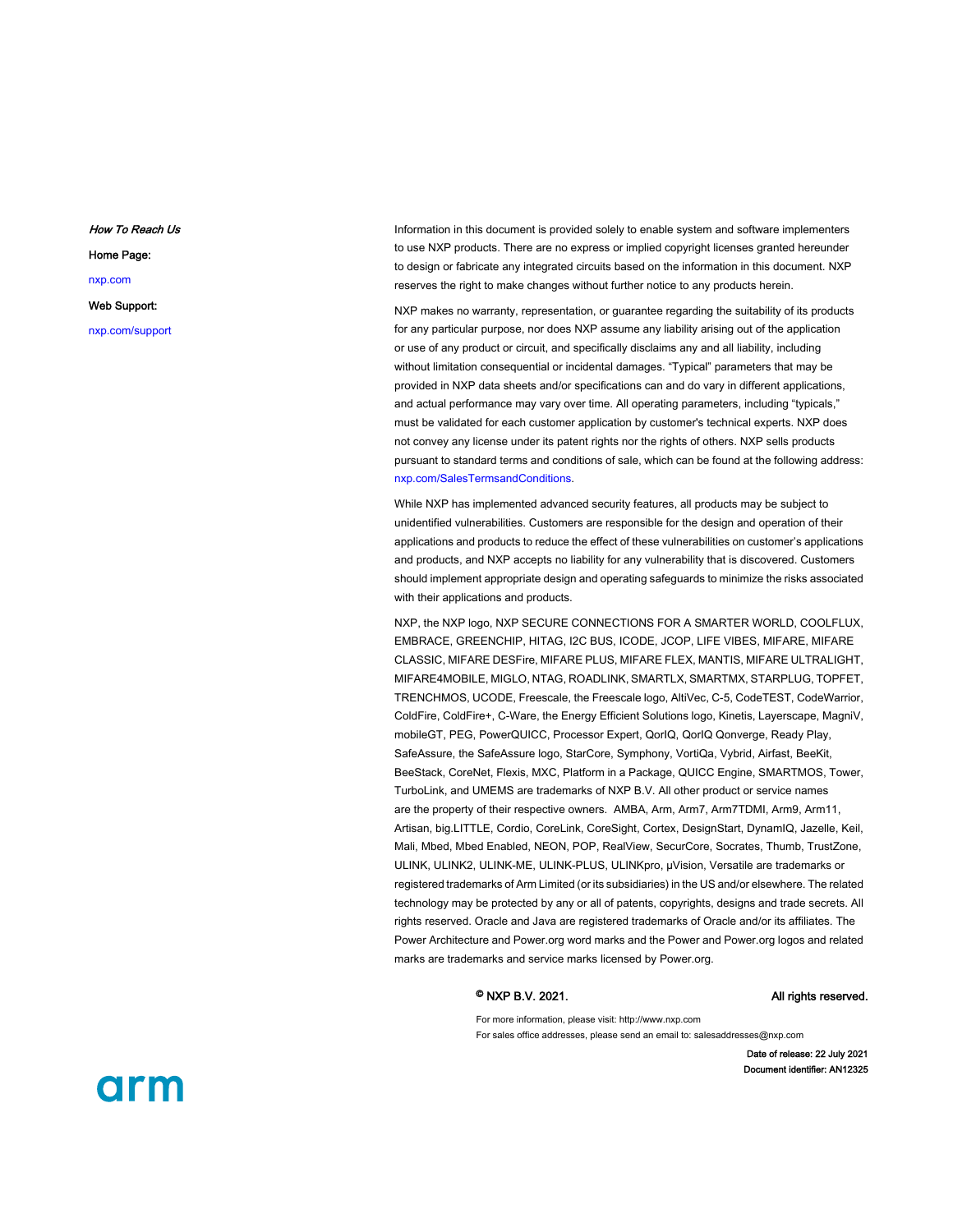*How To Reach Us*

**Home Page:**

nxp.com

**Web Support:**

nxp.com/support

Information in this document is provided solely to enable system and software implementers to use NXP products. There are no express or implied copyright licenses granted hereunder to design or fabricate any integrated circuits based on the information in this document. NXP reserves the right to make changes without further notice to any products herein.

NXP makes no warranty, representation, or guarantee regarding the suitability of its products for any particular purpose, nor does NXP assume any liability arising out of the application or use of any product or circuit, and specifically disclaims any and all liability, including without limitation consequential or incidental damages. “Typical” parameters that may be provided in NXP data sheets and/or specifications can and do vary in different applications, and actual performance may vary over time. All operating parameters, including “typicals,” must be validated for each customer application by customer's technical experts. NXP does not convey any license under its patent rights nor the rights of others. NXP sells products pursuant to standard terms and conditions of sale, which can be found at the following address: nxp.com/SalesTermsandConditions.

While NXP has implemented advanced security features, all products may be subject to unidentified vulnerabilities. Customers are responsible for the design and operation of their applications and products to reduce the effect of these vulnerabilities on customer’s applications and products, and NXP accepts no liability for any vulnerability that is discovered. Customers should implement appropriate design and operating safeguards to minimize the risks associated with their applications and products.

NXP, the NXP logo, NXP SECURE CONNECTIONS FOR A SMARTER WORLD, COOLFLUX, EMBRACE, GREENCHIP, HITAG, I2C BUS, ICODE, JCOP, LIFE VIBES, MIFARE, MIFARE CLASSIC, MIFARE DESFire, MIFARE PLUS, MIFARE FLEX, MANTIS, MIFARE ULTRALIGHT, MIFARE4MOBILE, MIGLO, NTAG, ROADLINK, SMARTLX, SMARTMX, STARPLUG, TOPFET, TRENCHMOS, UCODE, Freescale, the Freescale logo, AltiVec, C-5, CodeTEST, CodeWarrior, ColdFire, ColdFire+, C-Ware, the Energy Efficient Solutions logo, Kinetis, Layerscape, MagniV, mobileGT, PEG, PowerQUICC, Processor Expert, QorIQ, QorIQ Qonverge, Ready Play, SafeAssure, the SafeAssure logo, StarCore, Symphony, VortiQa, Vybrid, Airfast, BeeKit, BeeStack, CoreNet, Flexis, MXC, Platform in a Package, QUICC Engine, SMARTMOS, Tower, TurboLink, and UMEMS are trademarks of NXP B.V. All other product or service names are the property of their respective owners. AMBA, Arm, Arm7, Arm7TDMI, Arm9, Arm11, Artisan, big.LITTLE, Cordio, CoreLink, CoreSight, Cortex, DesignStart, DynamIQ, Jazelle, Keil, Mali, Mbed, Mbed Enabled, NEON, POP, RealView, SecurCore, Socrates, Thumb, TrustZone, ULINK, ULINK2, ULINK-ME, ULINK-PLUS, ULINKpro, µVision, Versatile are trademarks or registered trademarks of Arm Limited (or its subsidiaries) in the US and/or elsewhere. The related technology may be protected by any or all of patents, copyrights, designs and trade secrets. All rights reserved. Oracle and Java are registered trademarks of Oracle and/or its affiliates. The Power Architecture and Power.org word marks and the Power and Power.org logos and related marks are trademarks and service marks licensed by Power.org.

© NXP B.V. 2021. All rights reserved.

For more information, please visit: http://www.nxp.com

For sales office addresses, please send an email to: salesaddresses@nxp.com

**Date of release: 22 July 2021**

**Document identifier: AN12325**

arm